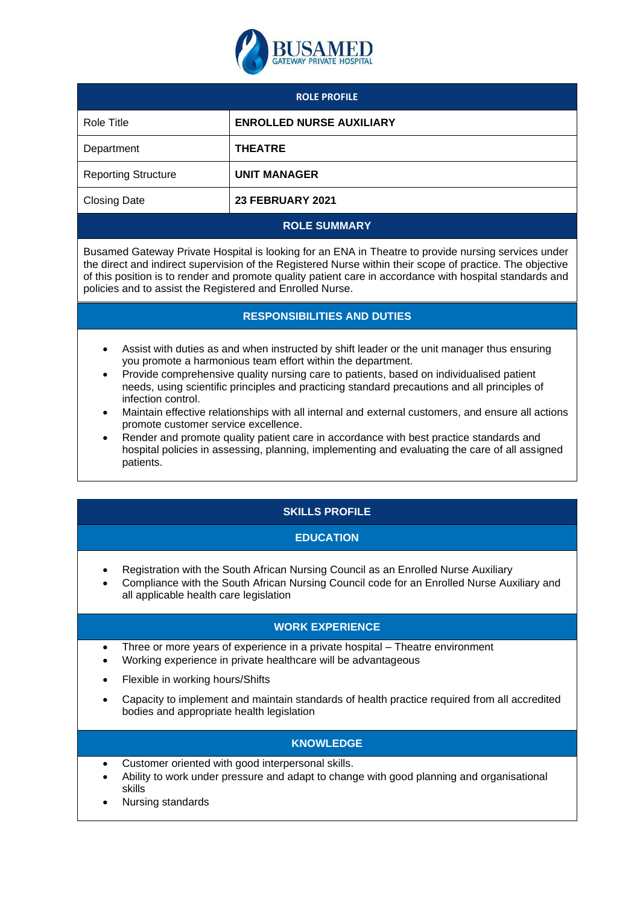BUSAMED
GATEWAY PRIVATE HOSPITAL

| ROLE PROFILE | |
|---|---|
| Role Title | **ENROLLED NURSE AUXILIARY** |
| Department | **THEATRE** |
| Reporting Structure | **UNIT MANAGER** |
| Closing Date | **23 FEBRUARY 2021** |

## ROLE SUMMARY

Busamed Gateway Private Hospital is looking for an ENA in Theatre to provide nursing services under the direct and indirect supervision of the Registered Nurse within their scope of practice. The objective of this position is to render and promote quality patient care in accordance with hospital standards and policies and to assist the Registered and Enrolled Nurse.

## RESPONSIBILITIES AND DUTIES

- Assist with duties as and when instructed by shift leader or the unit manager thus ensuring you promote a harmonious team effort within the department.
- Provide comprehensive quality nursing care to patients, based on individualised patient needs, using scientific principles and practicing standard precautions and all principles of infection control.
- Maintain effective relationships with all internal and external customers, and ensure all actions promote customer service excellence.
- Render and promote quality patient care in accordance with best practice standards and hospital policies in assessing, planning, implementing and evaluating the care of all assigned patients.

## SKILLS PROFILE

### EDUCATION

- Registration with the South African Nursing Council as an Enrolled Nurse Auxiliary
- Compliance with the South African Nursing Council code for an Enrolled Nurse Auxiliary and all applicable health care legislation

### WORK EXPERIENCE

- Three or more years of experience in a private hospital – Theatre environment
- Working experience in private healthcare will be advantageous
- Flexible in working hours/Shifts
- Capacity to implement and maintain standards of health practice required from all accredited bodies and appropriate health legislation

### KNOWLEDGE

- Customer oriented with good interpersonal skills.
- Ability to work under pressure and adapt to change with good planning and organisational skills
- Nursing standards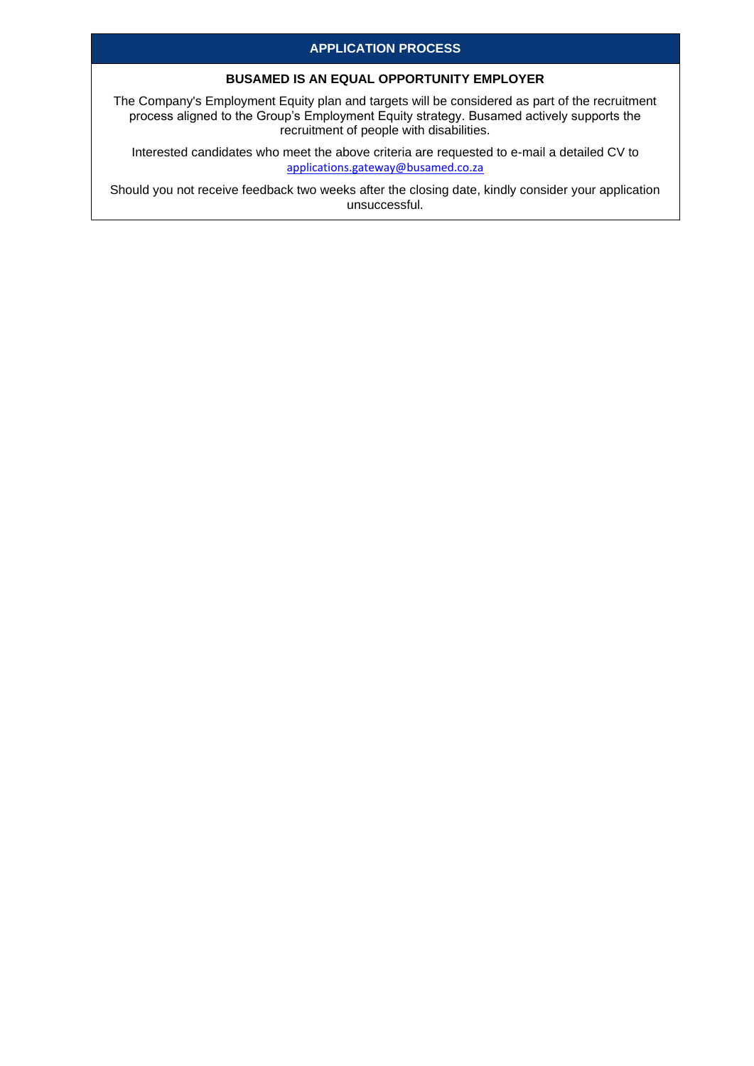## APPLICATION PROCESS

**BUSAMED IS AN EQUAL OPPORTUNITY EMPLOYER**

The Company's Employment Equity plan and targets will be considered as part of the recruitment process aligned to the Group's Employment Equity strategy. Busamed actively supports the recruitment of people with disabilities.

Interested candidates who meet the above criteria are requested to e-mail a detailed CV to applications.gateway@busamed.co.za

Should you not receive feedback two weeks after the closing date, kindly consider your application unsuccessful.